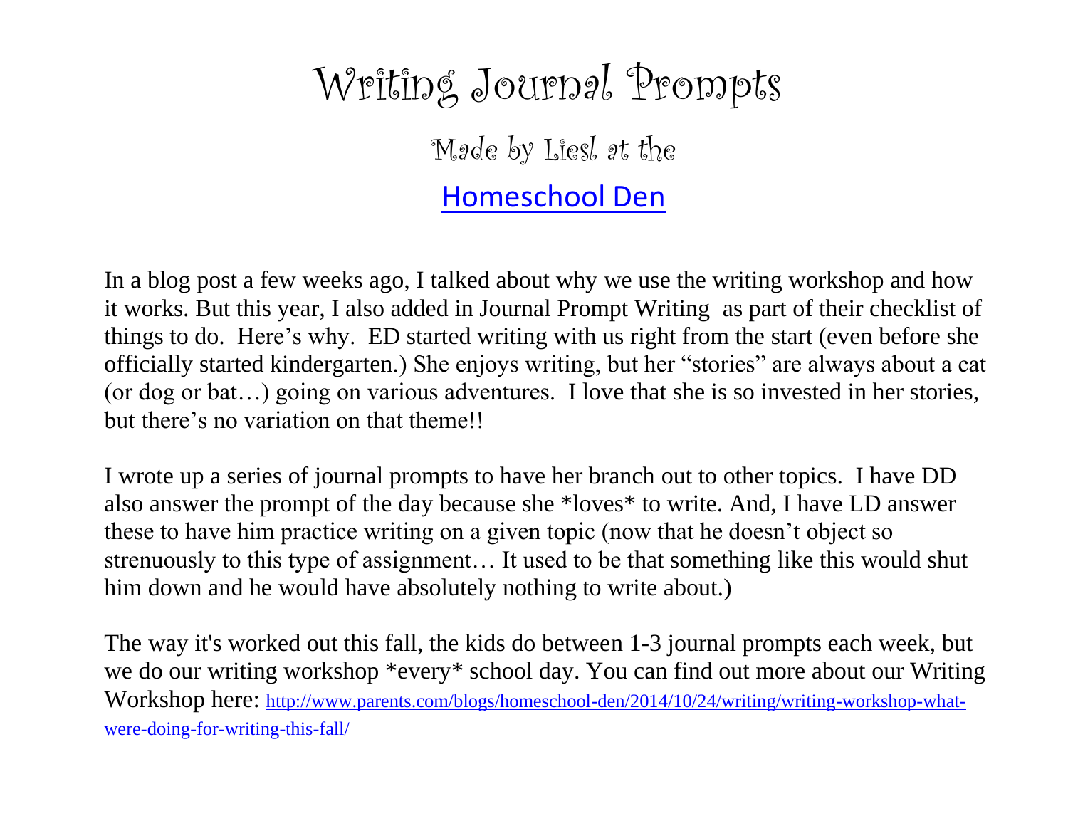# Writing Journal Prompts

## Made by Liesl at the

## [Homeschool Den](http://www.parents.com/blogs/homeschool-den/)

In a blog post a few weeks ago, I talked about why we use the writing workshop and how it works. But this year, I also added in Journal Prompt Writing as part of their checklist of things to do. Here's why. ED started writing with us right from the start (even before she officially started kindergarten.) She enjoys writing, but her "stories" are always about a cat (or dog or bat…) going on various adventures. I love that she is so invested in her stories, but there's no variation on that theme!!

I wrote up a series of journal prompts to have her branch out to other topics. I have DD also answer the prompt of the day because she *loves* to write. And, I have LD answer these to have him practice writing on a given topic (now that he doesn't object so strenuously to this type of assignment… It used to be that something like this would shut him down and he would have absolutely nothing to write about.)

The way it's worked out this fall, the kids do between 1-3 journal prompts each week, but we do our writing workshop *every* school day. You can find out more about our Writing Workshop here: [http://www.parents.com/blogs/homeschool-den/2014/10/24/writing/writing-workshop-what-were-doing-for-writing-this-fall/](http://www.parents.com/blogs/homeschool-den/2014/10/24/writing/writing-workshop-what-were-doing-for-writing-this-fall/)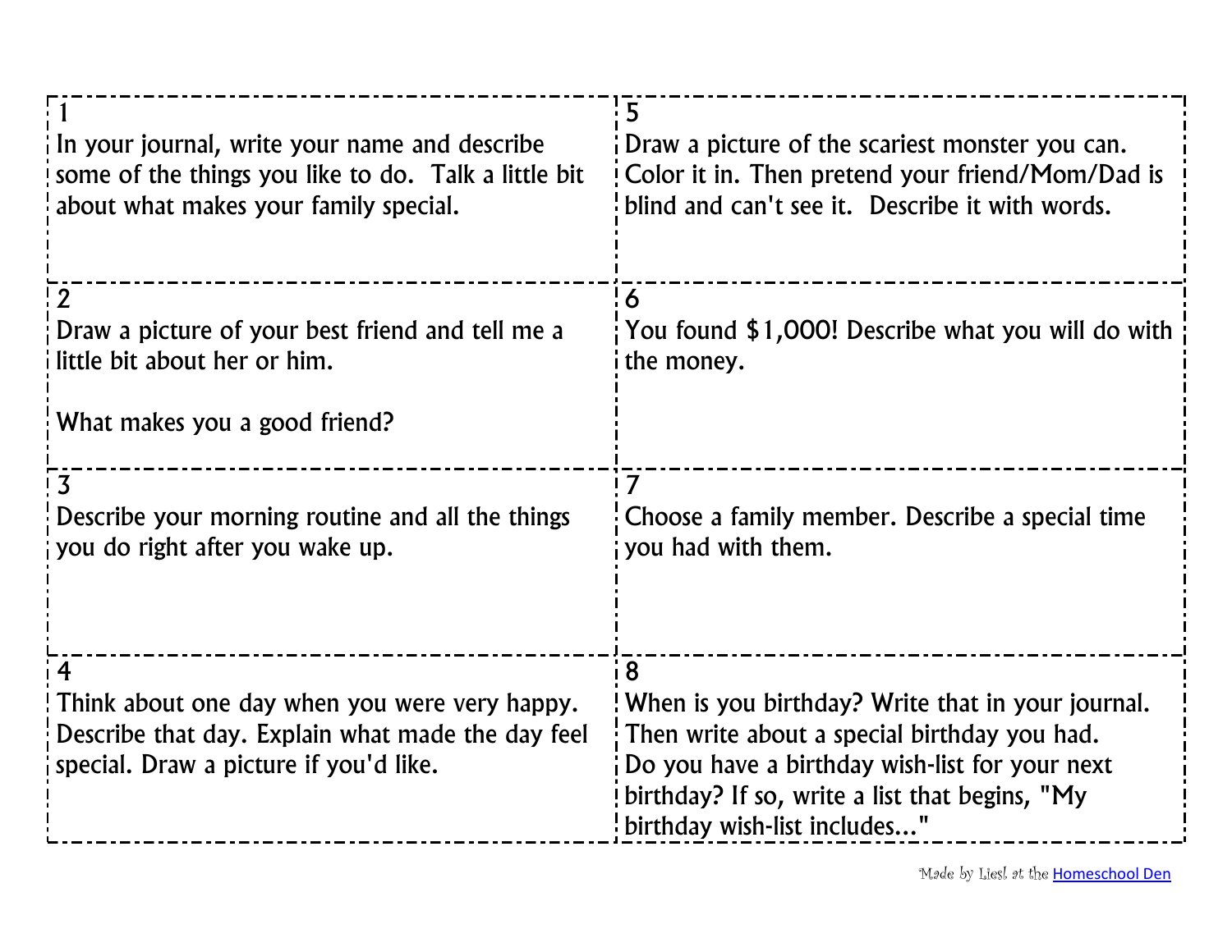1
In your journal, write your name and describe some of the things you like to do. Talk a little bit about what makes your family special.

2
Draw a picture of your best friend and tell me a little bit about her or him.

What makes you a good friend?

3
Describe your morning routine and all the things you do right after you wake up.

4
Think about one day when you were very happy. Describe that day. Explain what made the day feel special. Draw a picture if you'd like.

5
Draw a picture of the scariest monster you can. Color it in. Then pretend your friend/Mom/Dad is blind and can't see it. Describe it with words.

6
You found $1,000! Describe what you will do with the money.

7
Choose a family member. Describe a special time you had with them.

8
When is you birthday? Write that in your journal. Then write about a special birthday you had. Do you have a birthday wish-list for your next birthday? If so, write a list that begins, "My birthday wish-list includes..."

Made by Liesl at the [Homeschool Den]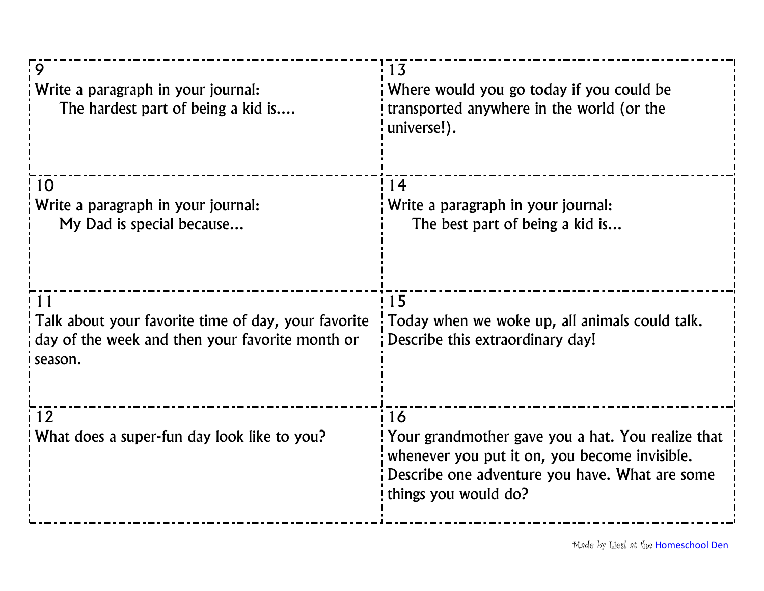9
Write a paragraph in your journal:
The hardest part of being a kid is....

10
Write a paragraph in your journal:
My Dad is special because...

11
Talk about your favorite time of day, your favorite day of the week and then your favorite month or season.

12
What does a super-fun day look like to you?

13
Where would you go today if you could be transported anywhere in the world (or the universe!).

14
Write a paragraph in your journal:
The best part of being a kid is...

15
Today when we woke up, all animals could talk. Describe this extraordinary day!

16
Your grandmother gave you a hat. You realize that whenever you put it on, you become invisible. Describe one adventure you have. What are some things you would do?

Made by Liesl at the [Homeschool Den]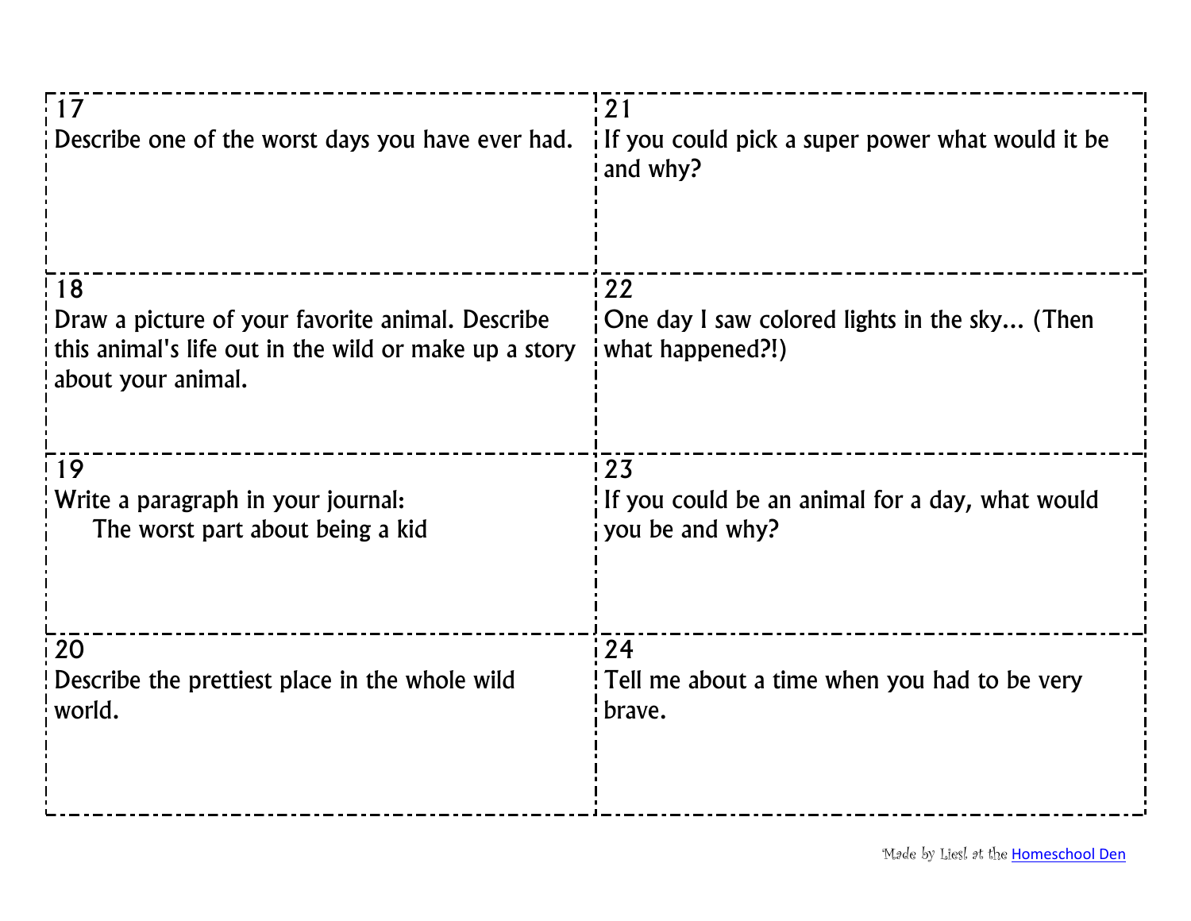17
Describe one of the worst days you have ever had.

18
Draw a picture of your favorite animal. Describe this animal's life out in the wild or make up a story about your animal.

19
Write a paragraph in your journal:
The worst part about being a kid

20
Describe the prettiest place in the whole wild world.

21
If you could pick a super power what would it be and why?

22
One day I saw colored lights in the sky... (Then what happened?!)

23
If you could be an animal for a day, what would you be and why?

24
Tell me about a time when you had to be very brave.

Made by Liesl at the Homeschool Den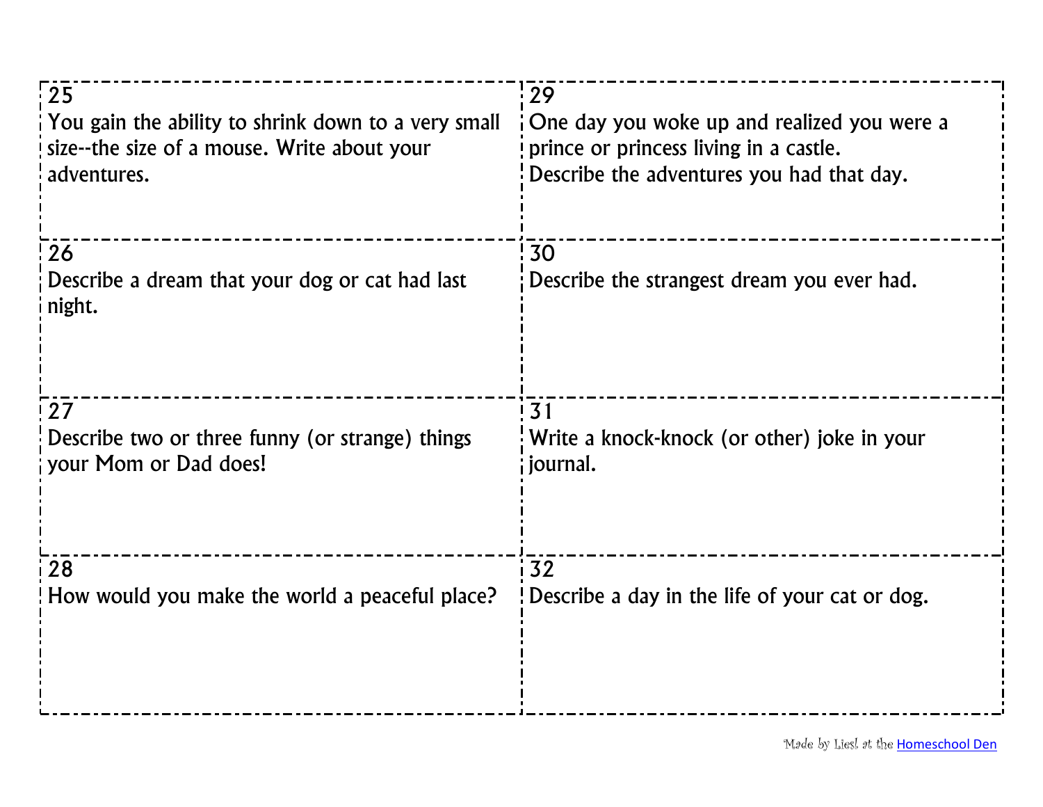25
You gain the ability to shrink down to a very small size--the size of a mouse. Write about your adventures.

26
Describe a dream that your dog or cat had last night.

27
Describe two or three funny (or strange) things your Mom or Dad does!

28
How would you make the world a peaceful place?

29
One day you woke up and realized you were a prince or princess living in a castle.
Describe the adventures you had that day.

30
Describe the strangest dream you ever had.

31
Write a knock-knock (or other) joke in your journal.

32
Describe a day in the life of your cat or dog.

Made by Liesl at the Homeschool Den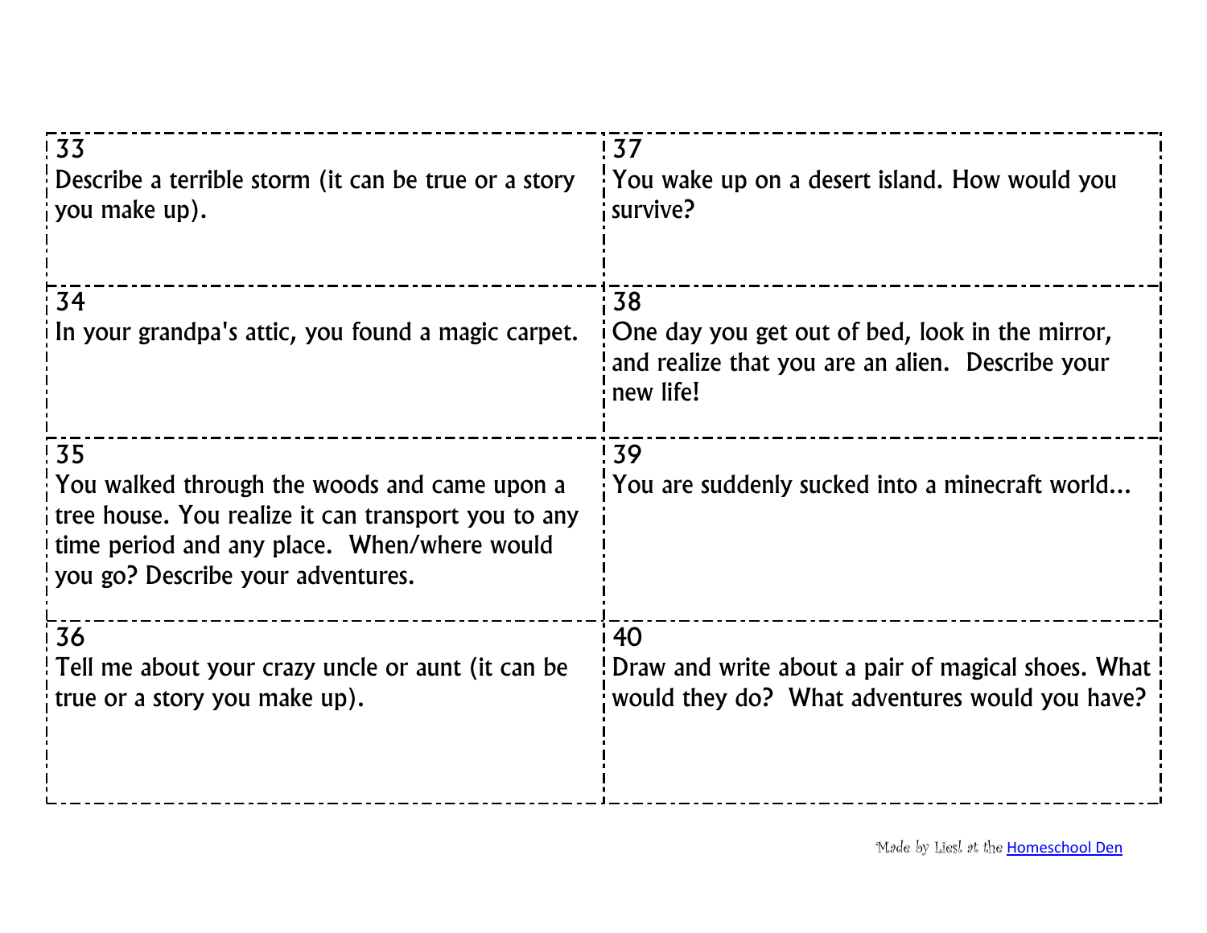33
Describe a terrible storm (it can be true or a story you make up).

34
In your grandpa's attic, you found a magic carpet.

35
You walked through the woods and came upon a tree house. You realize it can transport you to any time period and any place. When/where would you go? Describe your adventures.

36
Tell me about your crazy uncle or aunt (it can be true or a story you make up).

37
You wake up on a desert island. How would you survive?

38
One day you get out of bed, look in the mirror, and realize that you are an alien. Describe your new life!

39
You are suddenly sucked into a minecraft world...

40
Draw and write about a pair of magical shoes. What would they do? What adventures would you have?